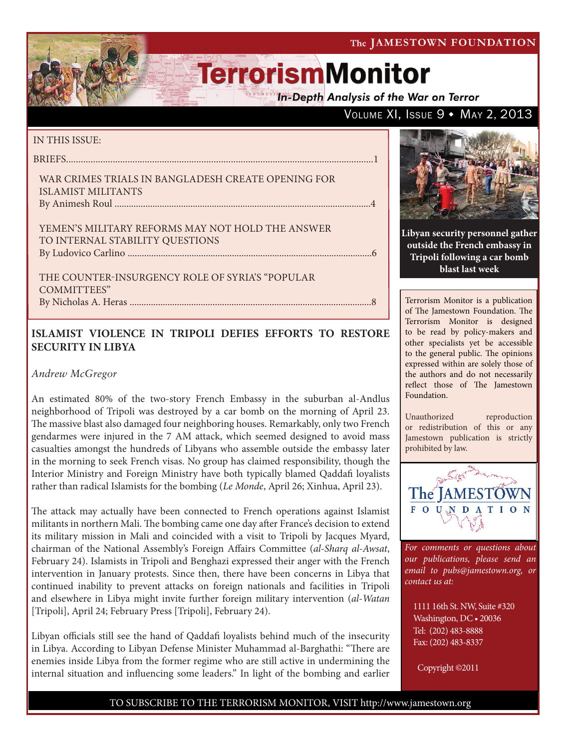The JAMESTOWN FOUNDATION

# TerrorismMonitor

*In-Depth Analysis of the War on Terror*

Volume XI, Issue 9 • May 2, 2013

IN THIS ISSUE:

BRIEFS.....1

WAR CRIMES TRIALS IN BANGLADESH CREATE OPENING FOR ISLAMIST MILITANTS
By Animesh Roul .....4

YEMEN'S MILITARY REFORMS MAY NOT HOLD THE ANSWER TO INTERNAL STABILITY QUESTIONS
By Ludovico Carlino .....6

THE COUNTER-INSURGENCY ROLE OF SYRIA'S "POPULAR COMMITTEES"
By Nicholas A. Heras .....8

**Libyan security personnel gather outside the French embassy in Tripoli following a car bomb blast last week**

Terrorism Monitor is a publication of The Jamestown Foundation. The Terrorism Monitor is designed to be read by policy-makers and other specialists yet be accessible to the general public. The opinions expressed within are solely those of the authors and do not necessarily reflect those of The Jamestown Foundation.

Unauthorized reproduction or redistribution of this or any Jamestown publication is strictly prohibited by law.

*For comments or questions about our publications, please send an email to pubs@jamestown.org, or contact us at:*

1111 16th St. NW, Suite #320
Washington, DC • 20036
Tel: (202) 483-8888
Fax: (202) 483-8337

Copyright ©2011

## ISLAMIST VIOLENCE IN TRIPOLI DEFIES EFFORTS TO RESTORE SECURITY IN LIBYA

*Andrew McGregor*

An estimated 80% of the two-story French Embassy in the suburban al-Andlus neighborhood of Tripoli was destroyed by a car bomb on the morning of April 23. The massive blast also damaged four neighboring houses. Remarkably, only two French gendarmes were injured in the 7 AM attack, which seemed designed to avoid mass casualties amongst the hundreds of Libyans who assemble outside the embassy later in the morning to seek French visas. No group has claimed responsibility, though the Interior Ministry and Foreign Ministry have both typically blamed Qaddafi loyalists rather than radical Islamists for the bombing (*Le Monde*, April 26; Xinhua, April 23).

The attack may actually have been connected to French operations against Islamist militants in northern Mali. The bombing came one day after France's decision to extend its military mission in Mali and coincided with a visit to Tripoli by Jacques Myard, chairman of the National Assembly's Foreign Affairs Committee (*al-Sharq al-Awsat*, February 24). Islamists in Tripoli and Benghazi expressed their anger with the French intervention in January protests. Since then, there have been concerns in Libya that continued inability to prevent attacks on foreign nationals and facilities in Tripoli and elsewhere in Libya might invite further foreign military intervention (*al-Watan* [Tripoli], April 24; February Press [Tripoli], February 24).

Libyan officials still see the hand of Qaddafi loyalists behind much of the insecurity in Libya. According to Libyan Defense Minister Muhammad al-Barghathi: "There are enemies inside Libya from the former regime who are still active in undermining the internal situation and influencing some leaders." In light of the bombing and earlier

TO SUBSCRIBE TO THE TERRORISM MONITOR, VISIT http://www.jamestown.org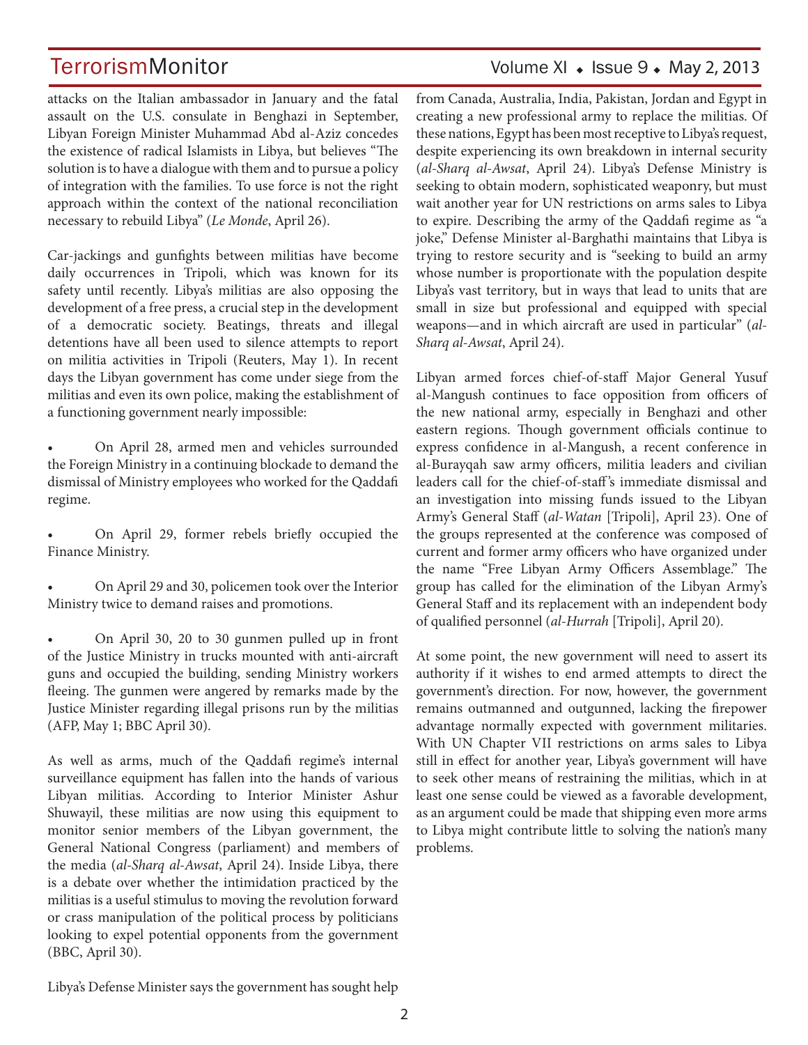attacks on the Italian ambassador in January and the fatal assault on the U.S. consulate in Benghazi in September, Libyan Foreign Minister Muhammad Abd al-Aziz concedes the existence of radical Islamists in Libya, but believes "The solution is to have a dialogue with them and to pursue a policy of integration with the families. To use force is not the right approach within the context of the national reconciliation necessary to rebuild Libya" (*Le Monde*, April 26).

Car-jackings and gunfights between militias have become daily occurrences in Tripoli, which was known for its safety until recently. Libya's militias are also opposing the development of a free press, a crucial step in the development of a democratic society. Beatings, threats and illegal detentions have all been used to silence attempts to report on militia activities in Tripoli (Reuters, May 1). In recent days the Libyan government has come under siege from the militias and even its own police, making the establishment of a functioning government nearly impossible:

- On April 28, armed men and vehicles surrounded the Foreign Ministry in a continuing blockade to demand the dismissal of Ministry employees who worked for the Qaddafi regime.
- On April 29, former rebels briefly occupied the Finance Ministry.
- On April 29 and 30, policemen took over the Interior Ministry twice to demand raises and promotions.
- On April 30, 20 to 30 gunmen pulled up in front of the Justice Ministry in trucks mounted with anti-aircraft guns and occupied the building, sending Ministry workers fleeing. The gunmen were angered by remarks made by the Justice Minister regarding illegal prisons run by the militias (AFP, May 1; BBC April 30).

As well as arms, much of the Qaddafi regime's internal surveillance equipment has fallen into the hands of various Libyan militias. According to Interior Minister Ashur Shuwayil, these militias are now using this equipment to monitor senior members of the Libyan government, the General National Congress (parliament) and members of the media (*al-Sharq al-Awsat*, April 24). Inside Libya, there is a debate over whether the intimidation practiced by the militias is a useful stimulus to moving the revolution forward or crass manipulation of the political process by politicians looking to expel potential opponents from the government (BBC, April 30).

Libya's Defense Minister says the government has sought help from Canada, Australia, India, Pakistan, Jordan and Egypt in creating a new professional army to replace the militias. Of these nations, Egypt has been most receptive to Libya's request, despite experiencing its own breakdown in internal security (*al-Sharq al-Awsat*, April 24). Libya's Defense Ministry is seeking to obtain modern, sophisticated weaponry, but must wait another year for UN restrictions on arms sales to Libya to expire. Describing the army of the Qaddafi regime as "a joke," Defense Minister al-Barghathi maintains that Libya is trying to restore security and is "seeking to build an army whose number is proportionate with the population despite Libya's vast territory, but in ways that lead to units that are small in size but professional and equipped with special weapons—and in which aircraft are used in particular" (*al-Sharq al-Awsat*, April 24).

Libyan armed forces chief-of-staff Major General Yusuf al-Mangush continues to face opposition from officers of the new national army, especially in Benghazi and other eastern regions. Though government officials continue to express confidence in al-Mangush, a recent conference in al-Burayqah saw army officers, militia leaders and civilian leaders call for the chief-of-staff's immediate dismissal and an investigation into missing funds issued to the Libyan Army's General Staff (*al-Watan* [Tripoli], April 23). One of the groups represented at the conference was composed of current and former army officers who have organized under the name "Free Libyan Army Officers Assemblage." The group has called for the elimination of the Libyan Army's General Staff and its replacement with an independent body of qualified personnel (*al-Hurrah* [Tripoli], April 20).

At some point, the new government will need to assert its authority if it wishes to end armed attempts to direct the government's direction. For now, however, the government remains outmanned and outgunned, lacking the firepower advantage normally expected with government militaries. With UN Chapter VII restrictions on arms sales to Libya still in effect for another year, Libya's government will have to seek other means of restraining the militias, which in at least one sense could be viewed as a favorable development, as an argument could be made that shipping even more arms to Libya might contribute little to solving the nation's many problems.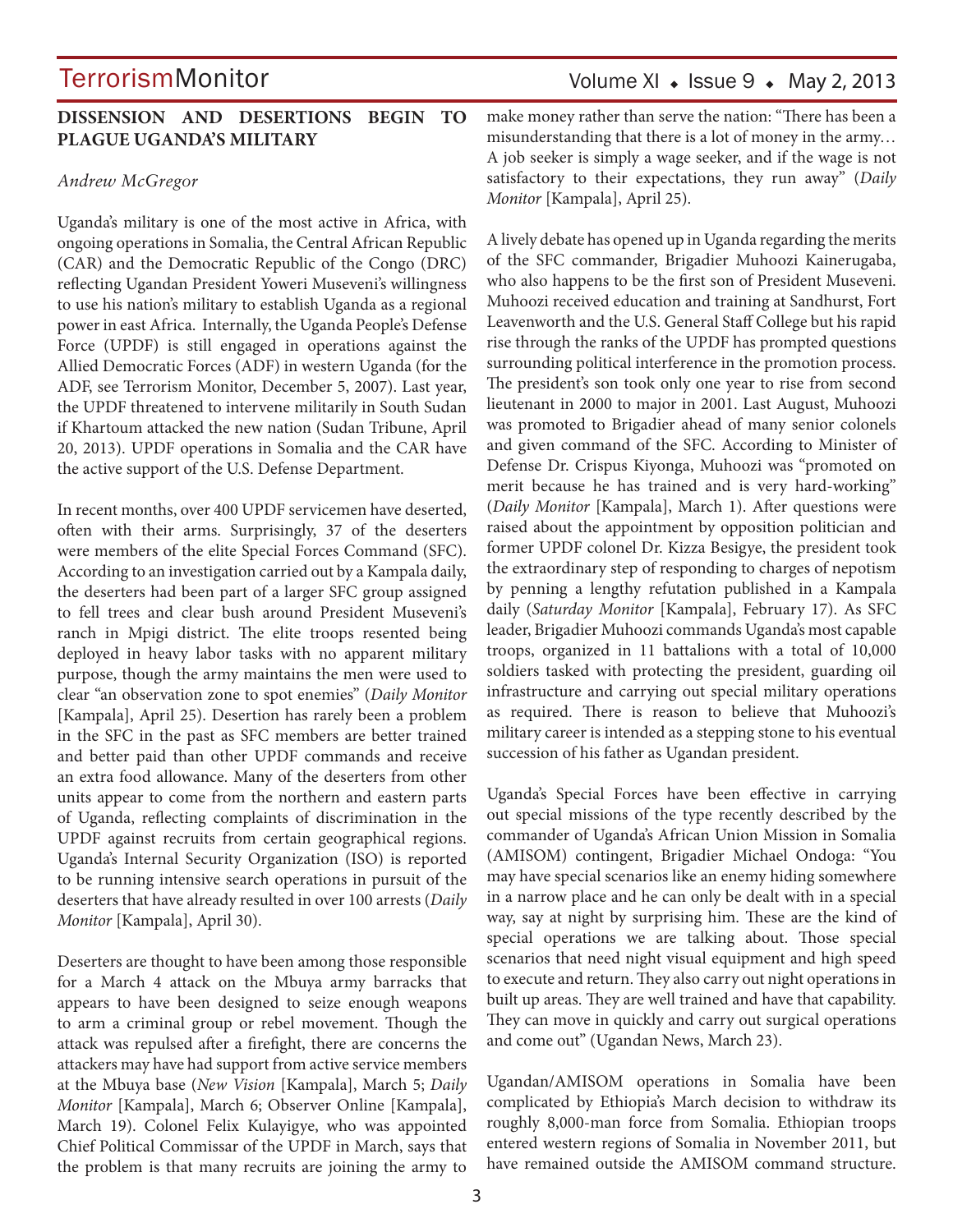## DISSENSION AND DESERTIONS BEGIN TO PLAGUE UGANDA'S MILITARY

*Andrew McGregor*

Uganda's military is one of the most active in Africa, with ongoing operations in Somalia, the Central African Republic (CAR) and the Democratic Republic of the Congo (DRC) reflecting Ugandan President Yoweri Museveni's willingness to use his nation's military to establish Uganda as a regional power in east Africa. Internally, the Uganda People's Defense Force (UPDF) is still engaged in operations against the Allied Democratic Forces (ADF) in western Uganda (for the ADF, see Terrorism Monitor, December 5, 2007). Last year, the UPDF threatened to intervene militarily in South Sudan if Khartoum attacked the new nation (Sudan Tribune, April 20, 2013). UPDF operations in Somalia and the CAR have the active support of the U.S. Defense Department.

In recent months, over 400 UPDF servicemen have deserted, often with their arms. Surprisingly, 37 of the deserters were members of the elite Special Forces Command (SFC). According to an investigation carried out by a Kampala daily, the deserters had been part of a larger SFC group assigned to fell trees and clear bush around President Museveni's ranch in Mpigi district. The elite troops resented being deployed in heavy labor tasks with no apparent military purpose, though the army maintains the men were used to clear "an observation zone to spot enemies" (*Daily Monitor* [Kampala], April 25). Desertion has rarely been a problem in the SFC in the past as SFC members are better trained and better paid than other UPDF commands and receive an extra food allowance. Many of the deserters from other units appear to come from the northern and eastern parts of Uganda, reflecting complaints of discrimination in the UPDF against recruits from certain geographical regions. Uganda's Internal Security Organization (ISO) is reported to be running intensive search operations in pursuit of the deserters that have already resulted in over 100 arrests (*Daily Monitor* [Kampala], April 30).

Deserters are thought to have been among those responsible for a March 4 attack on the Mbuya army barracks that appears to have been designed to seize enough weapons to arm a criminal group or rebel movement. Though the attack was repulsed after a firefight, there are concerns the attackers may have had support from active service members at the Mbuya base (*New Vision* [Kampala], March 5; *Daily Monitor* [Kampala], March 6; Observer Online [Kampala], March 19). Colonel Felix Kulayigye, who was appointed Chief Political Commissar of the UPDF in March, says that the problem is that many recruits are joining the army to make money rather than serve the nation: "There has been a misunderstanding that there is a lot of money in the army… A job seeker is simply a wage seeker, and if the wage is not satisfactory to their expectations, they run away" (*Daily Monitor* [Kampala], April 25).

A lively debate has opened up in Uganda regarding the merits of the SFC commander, Brigadier Muhoozi Kainerugaba, who also happens to be the first son of President Museveni. Muhoozi received education and training at Sandhurst, Fort Leavenworth and the U.S. General Staff College but his rapid rise through the ranks of the UPDF has prompted questions surrounding political interference in the promotion process. The president's son took only one year to rise from second lieutenant in 2000 to major in 2001. Last August, Muhoozi was promoted to Brigadier ahead of many senior colonels and given command of the SFC. According to Minister of Defense Dr. Crispus Kiyonga, Muhoozi was "promoted on merit because he has trained and is very hard-working" (*Daily Monitor* [Kampala], March 1). After questions were raised about the appointment by opposition politician and former UPDF colonel Dr. Kizza Besigye, the president took the extraordinary step of responding to charges of nepotism by penning a lengthy refutation published in a Kampala daily (*Saturday Monitor* [Kampala], February 17). As SFC leader, Brigadier Muhoozi commands Uganda's most capable troops, organized in 11 battalions with a total of 10,000 soldiers tasked with protecting the president, guarding oil infrastructure and carrying out special military operations as required. There is reason to believe that Muhoozi's military career is intended as a stepping stone to his eventual succession of his father as Ugandan president.

Uganda's Special Forces have been effective in carrying out special missions of the type recently described by the commander of Uganda's African Union Mission in Somalia (AMISOM) contingent, Brigadier Michael Ondoga: "You may have special scenarios like an enemy hiding somewhere in a narrow place and he can only be dealt with in a special way, say at night by surprising him. These are the kind of special operations we are talking about. Those special scenarios that need night visual equipment and high speed to execute and return. They also carry out night operations in built up areas. They are well trained and have that capability. They can move in quickly and carry out surgical operations and come out" (Ugandan News, March 23).

Ugandan/AMISOM operations in Somalia have been complicated by Ethiopia's March decision to withdraw its roughly 8,000-man force from Somalia. Ethiopian troops entered western regions of Somalia in November 2011, but have remained outside the AMISOM command structure.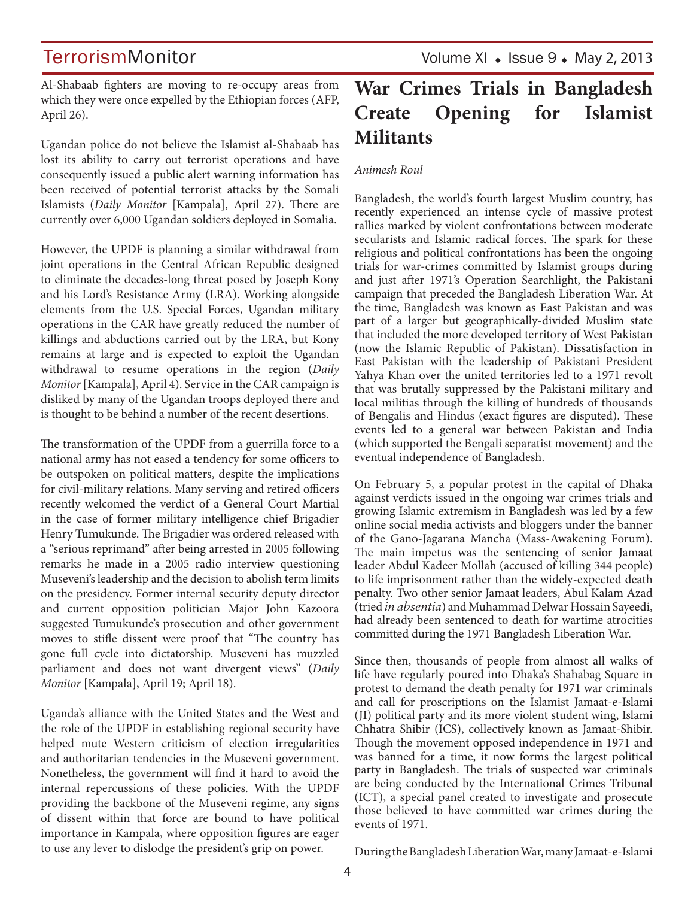Al-Shabaab fighters are moving to re-occupy areas from which they were once expelled by the Ethiopian forces (AFP, April 26).

Ugandan police do not believe the Islamist al-Shabaab has lost its ability to carry out terrorist operations and have consequently issued a public alert warning information has been received of potential terrorist attacks by the Somali Islamists (*Daily Monitor* [Kampala], April 27). There are currently over 6,000 Ugandan soldiers deployed in Somalia.

However, the UPDF is planning a similar withdrawal from joint operations in the Central African Republic designed to eliminate the decades-long threat posed by Joseph Kony and his Lord's Resistance Army (LRA). Working alongside elements from the U.S. Special Forces, Ugandan military operations in the CAR have greatly reduced the number of killings and abductions carried out by the LRA, but Kony remains at large and is expected to exploit the Ugandan withdrawal to resume operations in the region (*Daily Monitor* [Kampala], April 4). Service in the CAR campaign is disliked by many of the Ugandan troops deployed there and is thought to be behind a number of the recent desertions.

The transformation of the UPDF from a guerrilla force to a national army has not eased a tendency for some officers to be outspoken on political matters, despite the implications for civil-military relations. Many serving and retired officers recently welcomed the verdict of a General Court Martial in the case of former military intelligence chief Brigadier Henry Tumukunde. The Brigadier was ordered released with a "serious reprimand" after being arrested in 2005 following remarks he made in a 2005 radio interview questioning Museveni's leadership and the decision to abolish term limits on the presidency. Former internal security deputy director and current opposition politician Major John Kazoora suggested Tumukunde's prosecution and other government moves to stifle dissent were proof that "The country has gone full cycle into dictatorship. Museveni has muzzled parliament and does not want divergent views" (*Daily Monitor* [Kampala], April 19; April 18).

Uganda's alliance with the United States and the West and the role of the UPDF in establishing regional security have helped mute Western criticism of election irregularities and authoritarian tendencies in the Museveni government. Nonetheless, the government will find it hard to avoid the internal repercussions of these policies. With the UPDF providing the backbone of the Museveni regime, any signs of dissent within that force are bound to have political importance in Kampala, where opposition figures are eager to use any lever to dislodge the president's grip on power.

# War Crimes Trials in Bangladesh Create Opening for Islamist Militants

*Animesh Roul*

Bangladesh, the world's fourth largest Muslim country, has recently experienced an intense cycle of massive protest rallies marked by violent confrontations between moderate secularists and Islamic radical forces. The spark for these religious and political confrontations has been the ongoing trials for war-crimes committed by Islamist groups during and just after 1971's Operation Searchlight, the Pakistani campaign that preceded the Bangladesh Liberation War. At the time, Bangladesh was known as East Pakistan and was part of a larger but geographically-divided Muslim state that included the more developed territory of West Pakistan (now the Islamic Republic of Pakistan). Dissatisfaction in East Pakistan with the leadership of Pakistani President Yahya Khan over the united territories led to a 1971 revolt that was brutally suppressed by the Pakistani military and local militias through the killing of hundreds of thousands of Bengalis and Hindus (exact figures are disputed). These events led to a general war between Pakistan and India (which supported the Bengali separatist movement) and the eventual independence of Bangladesh.

On February 5, a popular protest in the capital of Dhaka against verdicts issued in the ongoing war crimes trials and growing Islamic extremism in Bangladesh was led by a few online social media activists and bloggers under the banner of the Gano-Jagarana Mancha (Mass-Awakening Forum). The main impetus was the sentencing of senior Jamaat leader Abdul Kadeer Mollah (accused of killing 344 people) to life imprisonment rather than the widely-expected death penalty. Two other senior Jamaat leaders, Abul Kalam Azad (tried *in absentia*) and Muhammad Delwar Hossain Sayeedi, had already been sentenced to death for wartime atrocities committed during the 1971 Bangladesh Liberation War.

Since then, thousands of people from almost all walks of life have regularly poured into Dhaka's Shahabag Square in protest to demand the death penalty for 1971 war criminals and call for proscriptions on the Islamist Jamaat-e-Islami (JI) political party and its more violent student wing, Islami Chhatra Shibir (ICS), collectively known as Jamaat-Shibir. Though the movement opposed independence in 1971 and was banned for a time, it now forms the largest political party in Bangladesh. The trials of suspected war criminals are being conducted by the International Crimes Tribunal (ICT), a special panel created to investigate and prosecute those believed to have committed war crimes during the events of 1971.

During the Bangladesh Liberation War, many Jamaat-e-Islami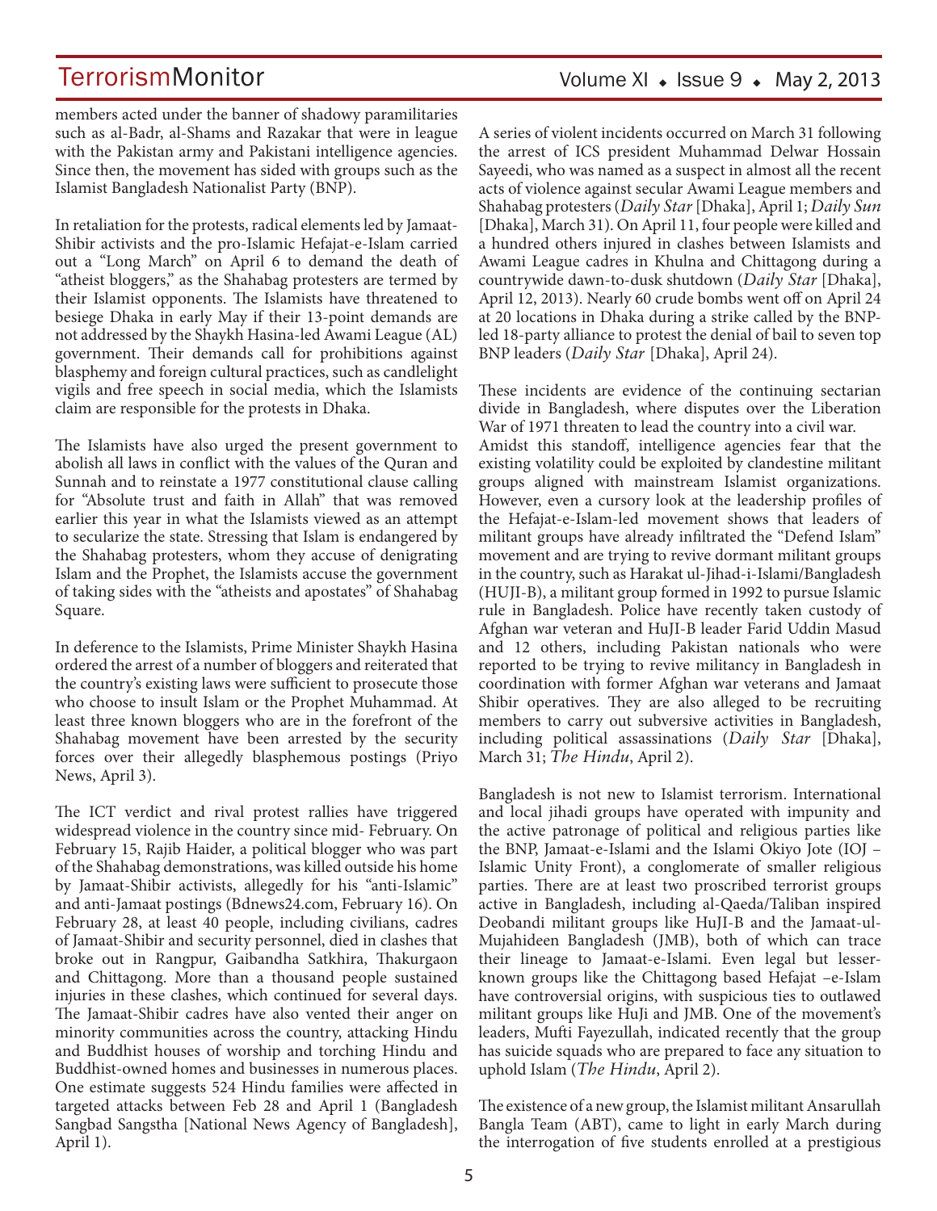members acted under the banner of shadowy paramilitaries such as al-Badr, al-Shams and Razakar that were in league with the Pakistan army and Pakistani intelligence agencies. Since then, the movement has sided with groups such as the Islamist Bangladesh Nationalist Party (BNP).

In retaliation for the protests, radical elements led by Jamaat-Shibir activists and the pro-Islamic Hefajat-e-Islam carried out a "Long March" on April 6 to demand the death of "atheist bloggers," as the Shahabag protesters are termed by their Islamist opponents. The Islamists have threatened to besiege Dhaka in early May if their 13-point demands are not addressed by the Shaykh Hasina-led Awami League (AL) government. Their demands call for prohibitions against blasphemy and foreign cultural practices, such as candlelight vigils and free speech in social media, which the Islamists claim are responsible for the protests in Dhaka.

The Islamists have also urged the present government to abolish all laws in conflict with the values of the Quran and Sunnah and to reinstate a 1977 constitutional clause calling for "Absolute trust and faith in Allah" that was removed earlier this year in what the Islamists viewed as an attempt to secularize the state. Stressing that Islam is endangered by the Shahabag protesters, whom they accuse of denigrating Islam and the Prophet, the Islamists accuse the government of taking sides with the "atheists and apostates" of Shahabag Square.

In deference to the Islamists, Prime Minister Shaykh Hasina ordered the arrest of a number of bloggers and reiterated that the country's existing laws were sufficient to prosecute those who choose to insult Islam or the Prophet Muhammad. At least three known bloggers who are in the forefront of the Shahabag movement have been arrested by the security forces over their allegedly blasphemous postings (Priyo News, April 3).

The ICT verdict and rival protest rallies have triggered widespread violence in the country since mid- February. On February 15, Rajib Haider, a political blogger who was part of the Shahabag demonstrations, was killed outside his home by Jamaat-Shibir activists, allegedly for his "anti-Islamic" and anti-Jamaat postings (Bdnews24.com, February 16). On February 28, at least 40 people, including civilians, cadres of Jamaat-Shibir and security personnel, died in clashes that broke out in Rangpur, Gaibandha Satkhira, Thakurgaon and Chittagong. More than a thousand people sustained injuries in these clashes, which continued for several days. The Jamaat-Shibir cadres have also vented their anger on minority communities across the country, attacking Hindu and Buddhist houses of worship and torching Hindu and Buddhist-owned homes and businesses in numerous places. One estimate suggests 524 Hindu families were affected in targeted attacks between Feb 28 and April 1 (Bangladesh Sangbad Sangstha [National News Agency of Bangladesh], April 1).

A series of violent incidents occurred on March 31 following the arrest of ICS president Muhammad Delwar Hossain Sayeedi, who was named as a suspect in almost all the recent acts of violence against secular Awami League members and Shahabag protesters (*Daily Star* [Dhaka], April 1; *Daily Sun* [Dhaka], March 31). On April 11, four people were killed and a hundred others injured in clashes between Islamists and Awami League cadres in Khulna and Chittagong during a countrywide dawn-to-dusk shutdown (*Daily Star* [Dhaka], April 12, 2013). Nearly 60 crude bombs went off on April 24 at 20 locations in Dhaka during a strike called by the BNP-led 18-party alliance to protest the denial of bail to seven top BNP leaders (*Daily Star* [Dhaka], April 24).

These incidents are evidence of the continuing sectarian divide in Bangladesh, where disputes over the Liberation War of 1971 threaten to lead the country into a civil war.

Amidst this standoff, intelligence agencies fear that the existing volatility could be exploited by clandestine militant groups aligned with mainstream Islamist organizations. However, even a cursory look at the leadership profiles of the Hefajat-e-Islam-led movement shows that leaders of militant groups have already infiltrated the "Defend Islam" movement and are trying to revive dormant militant groups in the country, such as Harakat ul-Jihad-i-Islami/Bangladesh (HUJI-B), a militant group formed in 1992 to pursue Islamic rule in Bangladesh. Police have recently taken custody of Afghan war veteran and HuJI-B leader Farid Uddin Masud and 12 others, including Pakistan nationals who were reported to be trying to revive militancy in Bangladesh in coordination with former Afghan war veterans and Jamaat Shibir operatives. They are also alleged to be recruiting members to carry out subversive activities in Bangladesh, including political assassinations (*Daily Star* [Dhaka], March 31; *The Hindu*, April 2).

Bangladesh is not new to Islamist terrorism. International and local jihadi groups have operated with impunity and the active patronage of political and religious parties like the BNP, Jamaat-e-Islami and the Islami Okiyo Jote (IOJ – Islamic Unity Front), a conglomerate of smaller religious parties. There are at least two proscribed terrorist groups active in Bangladesh, including al-Qaeda/Taliban inspired Deobandi militant groups like HuJI-B and the Jamaat-ul-Mujahideen Bangladesh (JMB), both of which can trace their lineage to Jamaat-e-Islami. Even legal but lesser-known groups like the Chittagong based Hefajat –e-Islam have controversial origins, with suspicious ties to outlawed militant groups like HuJi and JMB. One of the movement's leaders, Mufti Fayezullah, indicated recently that the group has suicide squads who are prepared to face any situation to uphold Islam (*The Hindu*, April 2).

The existence of a new group, the Islamist militant Ansarullah Bangla Team (ABT), came to light in early March during the interrogation of five students enrolled at a prestigious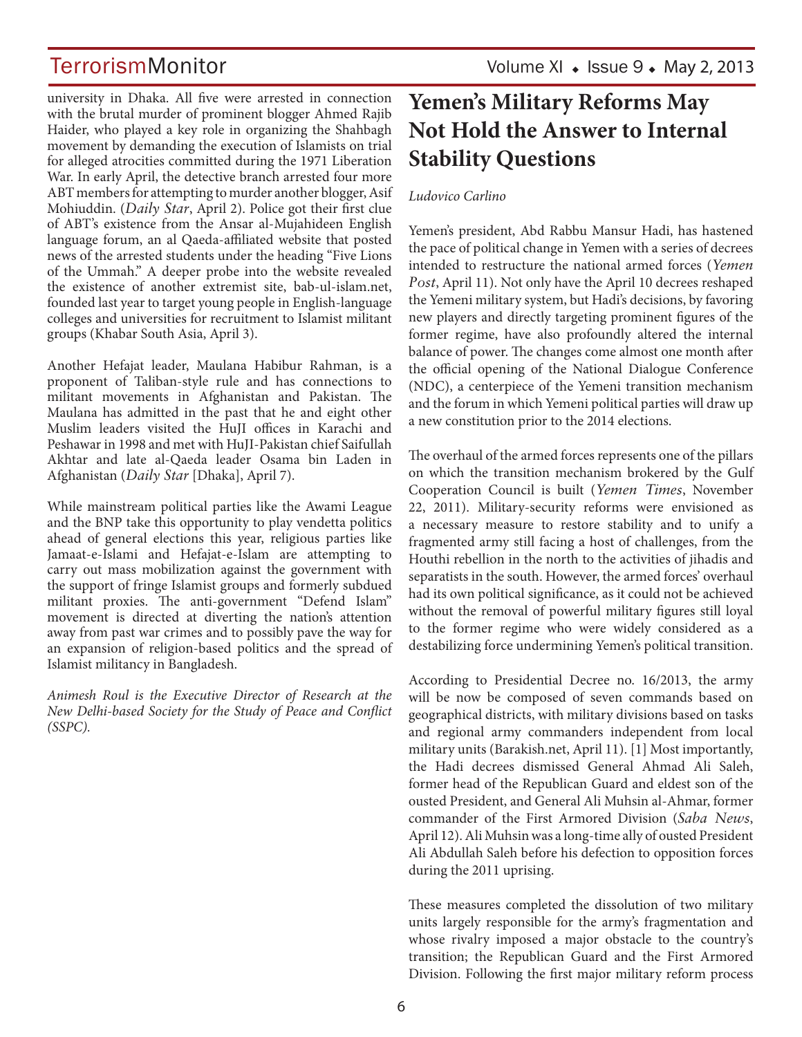university in Dhaka. All five were arrested in connection with the brutal murder of prominent blogger Ahmed Rajib Haider, who played a key role in organizing the Shahbagh movement by demanding the execution of Islamists on trial for alleged atrocities committed during the 1971 Liberation War. In early April, the detective branch arrested four more ABT members for attempting to murder another blogger, Asif Mohiuddin. (*Daily Star*, April 2). Police got their first clue of ABT's existence from the Ansar al-Mujahideen English language forum, an al Qaeda-affiliated website that posted news of the arrested students under the heading "Five Lions of the Ummah." A deeper probe into the website revealed the existence of another extremist site, bab-ul-islam.net, founded last year to target young people in English-language colleges and universities for recruitment to Islamist militant groups (Khabar South Asia, April 3).

Another Hefajat leader, Maulana Habibur Rahman, is a proponent of Taliban-style rule and has connections to militant movements in Afghanistan and Pakistan. The Maulana has admitted in the past that he and eight other Muslim leaders visited the HuJI offices in Karachi and Peshawar in 1998 and met with HuJI-Pakistan chief Saifullah Akhtar and late al-Qaeda leader Osama bin Laden in Afghanistan (*Daily Star* [Dhaka], April 7).

While mainstream political parties like the Awami League and the BNP take this opportunity to play vendetta politics ahead of general elections this year, religious parties like Jamaat-e-Islami and Hefajat-e-Islam are attempting to carry out mass mobilization against the government with the support of fringe Islamist groups and formerly subdued militant proxies. The anti-government "Defend Islam" movement is directed at diverting the nation's attention away from past war crimes and to possibly pave the way for an expansion of religion-based politics and the spread of Islamist militancy in Bangladesh.

*Animesh Roul is the Executive Director of Research at the New Delhi-based Society for the Study of Peace and Conflict (SSPC).*

# Yemen's Military Reforms May Not Hold the Answer to Internal Stability Questions

*Ludovico Carlino*

Yemen's president, Abd Rabbu Mansur Hadi, has hastened the pace of political change in Yemen with a series of decrees intended to restructure the national armed forces (*Yemen Post*, April 11). Not only have the April 10 decrees reshaped the Yemeni military system, but Hadi's decisions, by favoring new players and directly targeting prominent figures of the former regime, have also profoundly altered the internal balance of power. The changes come almost one month after the official opening of the National Dialogue Conference (NDC), a centerpiece of the Yemeni transition mechanism and the forum in which Yemeni political parties will draw up a new constitution prior to the 2014 elections.

The overhaul of the armed forces represents one of the pillars on which the transition mechanism brokered by the Gulf Cooperation Council is built (*Yemen Times*, November 22, 2011). Military-security reforms were envisioned as a necessary measure to restore stability and to unify a fragmented army still facing a host of challenges, from the Houthi rebellion in the north to the activities of jihadis and separatists in the south. However, the armed forces' overhaul had its own political significance, as it could not be achieved without the removal of powerful military figures still loyal to the former regime who were widely considered as a destabilizing force undermining Yemen's political transition.

According to Presidential Decree no. 16/2013, the army will be now be composed of seven commands based on geographical districts, with military divisions based on tasks and regional army commanders independent from local military units (Barakish.net, April 11). [1] Most importantly, the Hadi decrees dismissed General Ahmad Ali Saleh, former head of the Republican Guard and eldest son of the ousted President, and General Ali Muhsin al-Ahmar, former commander of the First Armored Division (*Saba News*, April 12). Ali Muhsin was a long-time ally of ousted President Ali Abdullah Saleh before his defection to opposition forces during the 2011 uprising.

These measures completed the dissolution of two military units largely responsible for the army's fragmentation and whose rivalry imposed a major obstacle to the country's transition; the Republican Guard and the First Armored Division. Following the first major military reform process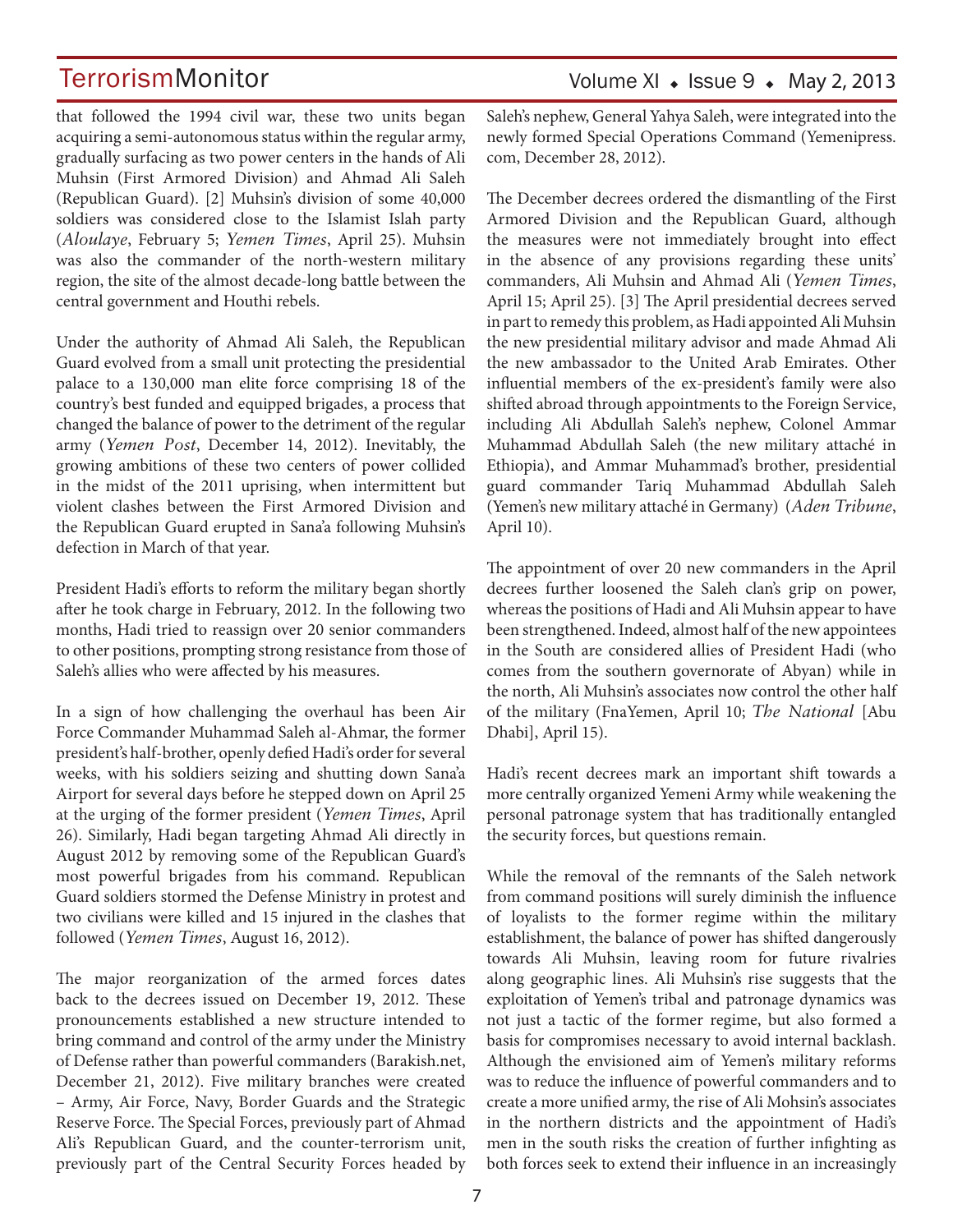that followed the 1994 civil war, these two units began acquiring a semi-autonomous status within the regular army, gradually surfacing as two power centers in the hands of Ali Muhsin (First Armored Division) and Ahmad Ali Saleh (Republican Guard). [2] Muhsin's division of some 40,000 soldiers was considered close to the Islamist Islah party (*Aloulaye*, February 5; *Yemen Times*, April 25). Muhsin was also the commander of the north-western military region, the site of the almost decade-long battle between the central government and Houthi rebels.

Under the authority of Ahmad Ali Saleh, the Republican Guard evolved from a small unit protecting the presidential palace to a 130,000 man elite force comprising 18 of the country's best funded and equipped brigades, a process that changed the balance of power to the detriment of the regular army (*Yemen Post*, December 14, 2012). Inevitably, the growing ambitions of these two centers of power collided in the midst of the 2011 uprising, when intermittent but violent clashes between the First Armored Division and the Republican Guard erupted in Sana'a following Muhsin's defection in March of that year.

President Hadi's efforts to reform the military began shortly after he took charge in February, 2012. In the following two months, Hadi tried to reassign over 20 senior commanders to other positions, prompting strong resistance from those of Saleh's allies who were affected by his measures.

In a sign of how challenging the overhaul has been Air Force Commander Muhammad Saleh al-Ahmar, the former president's half-brother, openly defied Hadi's order for several weeks, with his soldiers seizing and shutting down Sana'a Airport for several days before he stepped down on April 25 at the urging of the former president (*Yemen Times*, April 26). Similarly, Hadi began targeting Ahmad Ali directly in August 2012 by removing some of the Republican Guard's most powerful brigades from his command. Republican Guard soldiers stormed the Defense Ministry in protest and two civilians were killed and 15 injured in the clashes that followed (*Yemen Times*, August 16, 2012).

The major reorganization of the armed forces dates back to the decrees issued on December 19, 2012. These pronouncements established a new structure intended to bring command and control of the army under the Ministry of Defense rather than powerful commanders (Barakish.net, December 21, 2012). Five military branches were created – Army, Air Force, Navy, Border Guards and the Strategic Reserve Force. The Special Forces, previously part of Ahmad Ali's Republican Guard, and the counter-terrorism unit, previously part of the Central Security Forces headed by Saleh's nephew, General Yahya Saleh, were integrated into the newly formed Special Operations Command (Yemenipress.com, December 28, 2012).

The December decrees ordered the dismantling of the First Armored Division and the Republican Guard, although the measures were not immediately brought into effect in the absence of any provisions regarding these units' commanders, Ali Muhsin and Ahmad Ali (*Yemen Times*, April 15; April 25). [3] The April presidential decrees served in part to remedy this problem, as Hadi appointed Ali Muhsin the new presidential military advisor and made Ahmad Ali the new ambassador to the United Arab Emirates. Other influential members of the ex-president's family were also shifted abroad through appointments to the Foreign Service, including Ali Abdullah Saleh's nephew, Colonel Ammar Muhammad Abdullah Saleh (the new military attaché in Ethiopia), and Ammar Muhammad's brother, presidential guard commander Tariq Muhammad Abdullah Saleh (Yemen's new military attaché in Germany) (*Aden Tribune*, April 10).

The appointment of over 20 new commanders in the April decrees further loosened the Saleh clan's grip on power, whereas the positions of Hadi and Ali Muhsin appear to have been strengthened. Indeed, almost half of the new appointees in the South are considered allies of President Hadi (who comes from the southern governorate of Abyan) while in the north, Ali Muhsin's associates now control the other half of the military (FnaYemen, April 10; *The National* [Abu Dhabi], April 15).

Hadi's recent decrees mark an important shift towards a more centrally organized Yemeni Army while weakening the personal patronage system that has traditionally entangled the security forces, but questions remain.

While the removal of the remnants of the Saleh network from command positions will surely diminish the influence of loyalists to the former regime within the military establishment, the balance of power has shifted dangerously towards Ali Muhsin, leaving room for future rivalries along geographic lines. Ali Muhsin's rise suggests that the exploitation of Yemen's tribal and patronage dynamics was not just a tactic of the former regime, but also formed a basis for compromises necessary to avoid internal backlash. Although the envisioned aim of Yemen's military reforms was to reduce the influence of powerful commanders and to create a more unified army, the rise of Ali Mohsin's associates in the northern districts and the appointment of Hadi's men in the south risks the creation of further infighting as both forces seek to extend their influence in an increasingly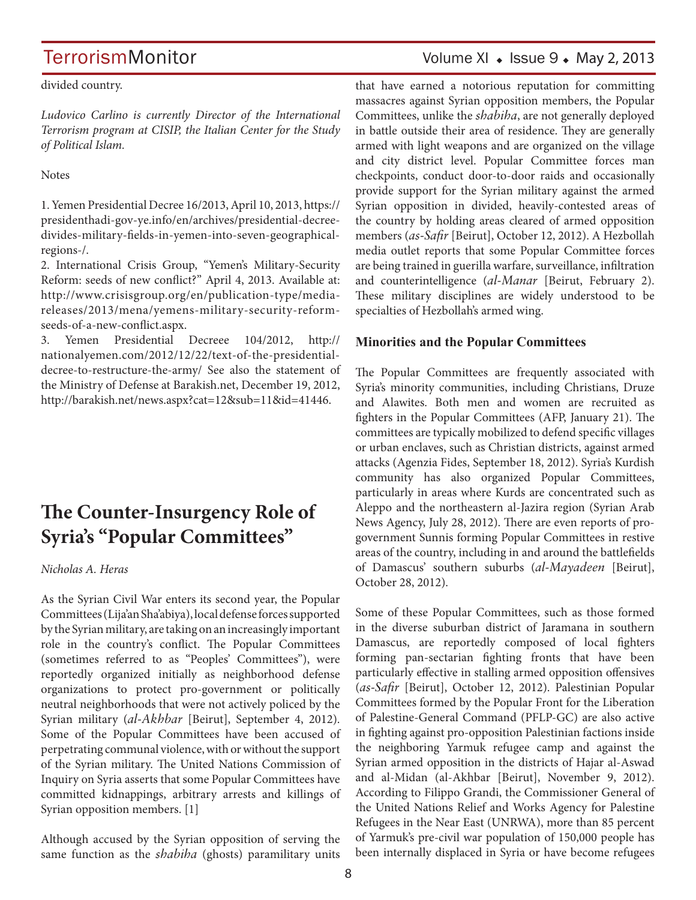divided country.

*Ludovico Carlino is currently Director of the International Terrorism program at CISIP, the Italian Center for the Study of Political Islam.*

Notes

1. Yemen Presidential Decree 16/2013, April 10, 2013, https://presidenthadi-gov-ye.info/en/archives/presidential-decree-divides-military-fields-in-yemen-into-seven-geographical-regions-/.
2. International Crisis Group, "Yemen's Military-Security Reform: seeds of new conflict?" April 4, 2013. Available at: http://www.crisisgroup.org/en/publication-type/media-releases/2013/mena/yemens-military-security-reform-seeds-of-a-new-conflict.aspx.
3. Yemen Presidential Decreee 104/2012, http://nationalyemen.com/2012/12/22/text-of-the-presidential-decree-to-restructure-the-army/ See also the statement of the Ministry of Defense at Barakish.net, December 19, 2012, http://barakish.net/news.aspx?cat=12&sub=11&id=41446.

# The Counter-Insurgency Role of Syria's "Popular Committees"

*Nicholas A. Heras*

As the Syrian Civil War enters its second year, the Popular Committees (Lija'an Sha'abiya), local defense forces supported by the Syrian military, are taking on an increasingly important role in the country's conflict. The Popular Committees (sometimes referred to as "Peoples' Committees"), were reportedly organized initially as neighborhood defense organizations to protect pro-government or politically neutral neighborhoods that were not actively policed by the Syrian military (*al-Akhbar* [Beirut], September 4, 2012). Some of the Popular Committees have been accused of perpetrating communal violence, with or without the support of the Syrian military. The United Nations Commission of Inquiry on Syria asserts that some Popular Committees have committed kidnappings, arbitrary arrests and killings of Syrian opposition members. [1]

Although accused by the Syrian opposition of serving the same function as the *shabiha* (ghosts) paramilitary units that have earned a notorious reputation for committing massacres against Syrian opposition members, the Popular Committees, unlike the *shabiha*, are not generally deployed in battle outside their area of residence. They are generally armed with light weapons and are organized on the village and city district level. Popular Committee forces man checkpoints, conduct door-to-door raids and occasionally provide support for the Syrian military against the armed Syrian opposition in divided, heavily-contested areas of the country by holding areas cleared of armed opposition members (*as-Safir* [Beirut], October 12, 2012). A Hezbollah media outlet reports that some Popular Committee forces are being trained in guerilla warfare, surveillance, infiltration and counterintelligence (*al-Manar* [Beirut, February 2). These military disciplines are widely understood to be specialties of Hezbollah's armed wing.

### Minorities and the Popular Committees

The Popular Committees are frequently associated with Syria's minority communities, including Christians, Druze and Alawites. Both men and women are recruited as fighters in the Popular Committees (AFP, January 21). The committees are typically mobilized to defend specific villages or urban enclaves, such as Christian districts, against armed attacks (Agenzia Fides, September 18, 2012). Syria's Kurdish community has also organized Popular Committees, particularly in areas where Kurds are concentrated such as Aleppo and the northeastern al-Jazira region (Syrian Arab News Agency, July 28, 2012). There are even reports of pro-government Sunnis forming Popular Committees in restive areas of the country, including in and around the battlefields of Damascus' southern suburbs (*al-Mayadeen* [Beirut], October 28, 2012).

Some of these Popular Committees, such as those formed in the diverse suburban district of Jaramana in southern Damascus, are reportedly composed of local fighters forming pan-sectarian fighting fronts that have been particularly effective in stalling armed opposition offensives (*as-Safir* [Beirut], October 12, 2012). Palestinian Popular Committees formed by the Popular Front for the Liberation of Palestine-General Command (PFLP-GC) are also active in fighting against pro-opposition Palestinian factions inside the neighboring Yarmuk refugee camp and against the Syrian armed opposition in the districts of Hajar al-Aswad and al-Midan (al-Akhbar [Beirut], November 9, 2012). According to Filippo Grandi, the Commissioner General of the United Nations Relief and Works Agency for Palestine Refugees in the Near East (UNRWA), more than 85 percent of Yarmuk's pre-civil war population of 150,000 people has been internally displaced in Syria or have become refugees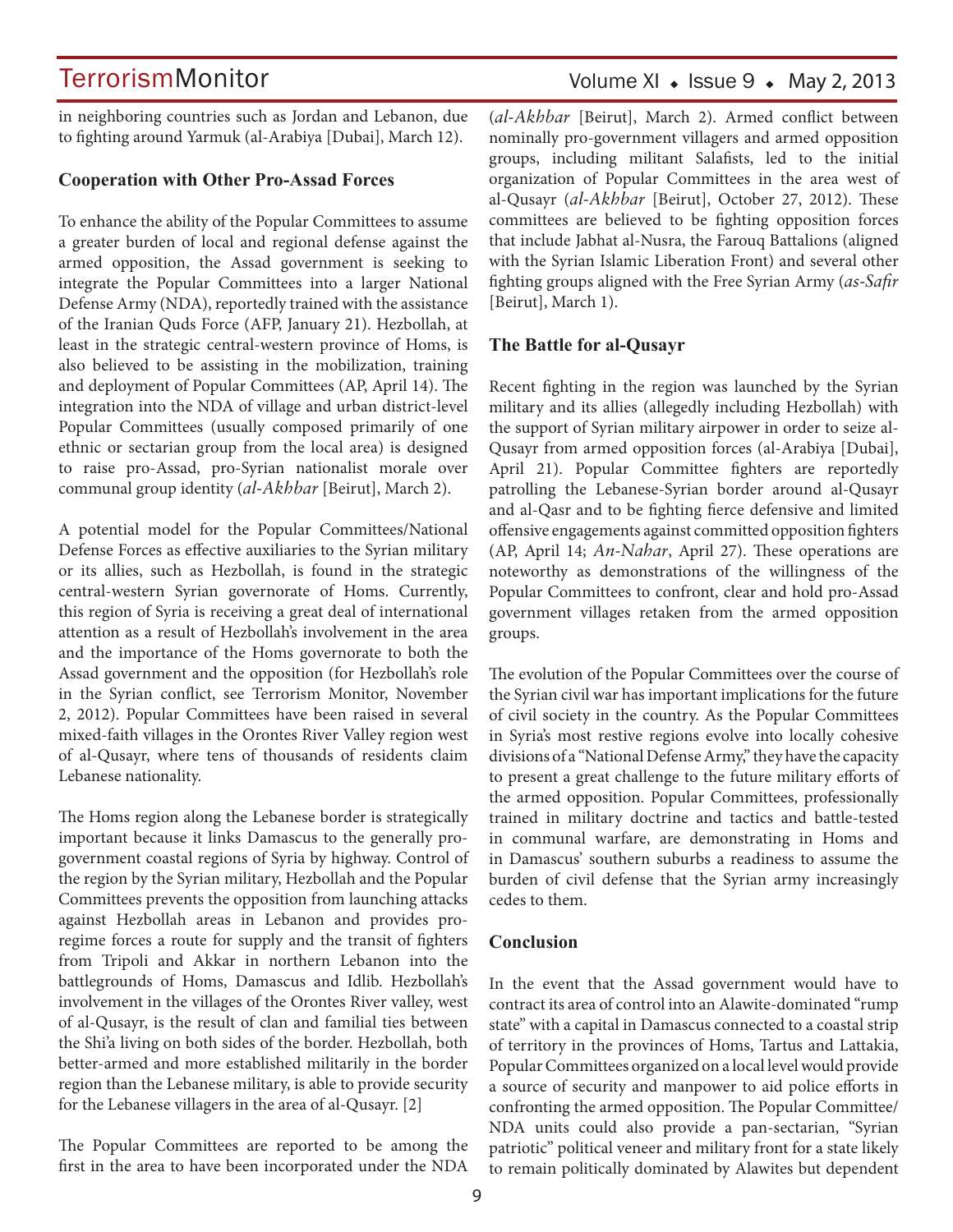in neighboring countries such as Jordan and Lebanon, due to fighting around Yarmuk (al-Arabiya [Dubai], March 12).

### Cooperation with Other Pro-Assad Forces

To enhance the ability of the Popular Committees to assume a greater burden of local and regional defense against the armed opposition, the Assad government is seeking to integrate the Popular Committees into a larger National Defense Army (NDA), reportedly trained with the assistance of the Iranian Quds Force (AFP, January 21). Hezbollah, at least in the strategic central-western province of Homs, is also believed to be assisting in the mobilization, training and deployment of Popular Committees (AP, April 14). The integration into the NDA of village and urban district-level Popular Committees (usually composed primarily of one ethnic or sectarian group from the local area) is designed to raise pro-Assad, pro-Syrian nationalist morale over communal group identity (*al-Akhbar* [Beirut], March 2).

A potential model for the Popular Committees/National Defense Forces as effective auxiliaries to the Syrian military or its allies, such as Hezbollah, is found in the strategic central-western Syrian governorate of Homs. Currently, this region of Syria is receiving a great deal of international attention as a result of Hezbollah's involvement in the area and the importance of the Homs governorate to both the Assad government and the opposition (for Hezbollah's role in the Syrian conflict, see Terrorism Monitor, November 2, 2012). Popular Committees have been raised in several mixed-faith villages in the Orontes River Valley region west of al-Qusayr, where tens of thousands of residents claim Lebanese nationality.

The Homs region along the Lebanese border is strategically important because it links Damascus to the generally pro-government coastal regions of Syria by highway. Control of the region by the Syrian military, Hezbollah and the Popular Committees prevents the opposition from launching attacks against Hezbollah areas in Lebanon and provides pro-regime forces a route for supply and the transit of fighters from Tripoli and Akkar in northern Lebanon into the battlegrounds of Homs, Damascus and Idlib. Hezbollah's involvement in the villages of the Orontes River valley, west of al-Qusayr, is the result of clan and familial ties between the Shi'a living on both sides of the border. Hezbollah, both better-armed and more established militarily in the border region than the Lebanese military, is able to provide security for the Lebanese villagers in the area of al-Qusayr. [2]

The Popular Committees are reported to be among the first in the area to have been incorporated under the NDA (*al-Akhbar* [Beirut], March 2). Armed conflict between nominally pro-government villagers and armed opposition groups, including militant Salafists, led to the initial organization of Popular Committees in the area west of al-Qusayr (*al-Akhbar* [Beirut], October 27, 2012). These committees are believed to be fighting opposition forces that include Jabhat al-Nusra, the Farouq Battalions (aligned with the Syrian Islamic Liberation Front) and several other fighting groups aligned with the Free Syrian Army (*as-Safir* [Beirut], March 1).

### The Battle for al-Qusayr

Recent fighting in the region was launched by the Syrian military and its allies (allegedly including Hezbollah) with the support of Syrian military airpower in order to seize al-Qusayr from armed opposition forces (al-Arabiya [Dubai], April 21). Popular Committee fighters are reportedly patrolling the Lebanese-Syrian border around al-Qusayr and al-Qasr and to be fighting fierce defensive and limited offensive engagements against committed opposition fighters (AP, April 14; *An-Nahar*, April 27). These operations are noteworthy as demonstrations of the willingness of the Popular Committees to confront, clear and hold pro-Assad government villages retaken from the armed opposition groups.

The evolution of the Popular Committees over the course of the Syrian civil war has important implications for the future of civil society in the country. As the Popular Committees in Syria's most restive regions evolve into locally cohesive divisions of a "National Defense Army," they have the capacity to present a great challenge to the future military efforts of the armed opposition. Popular Committees, professionally trained in military doctrine and tactics and battle-tested in communal warfare, are demonstrating in Homs and in Damascus' southern suburbs a readiness to assume the burden of civil defense that the Syrian army increasingly cedes to them.

### Conclusion

In the event that the Assad government would have to contract its area of control into an Alawite-dominated "rump state" with a capital in Damascus connected to a coastal strip of territory in the provinces of Homs, Tartus and Lattakia, Popular Committees organized on a local level would provide a source of security and manpower to aid police efforts in confronting the armed opposition. The Popular Committee/NDA units could also provide a pan-sectarian, "Syrian patriotic" political veneer and military front for a state likely to remain politically dominated by Alawites but dependent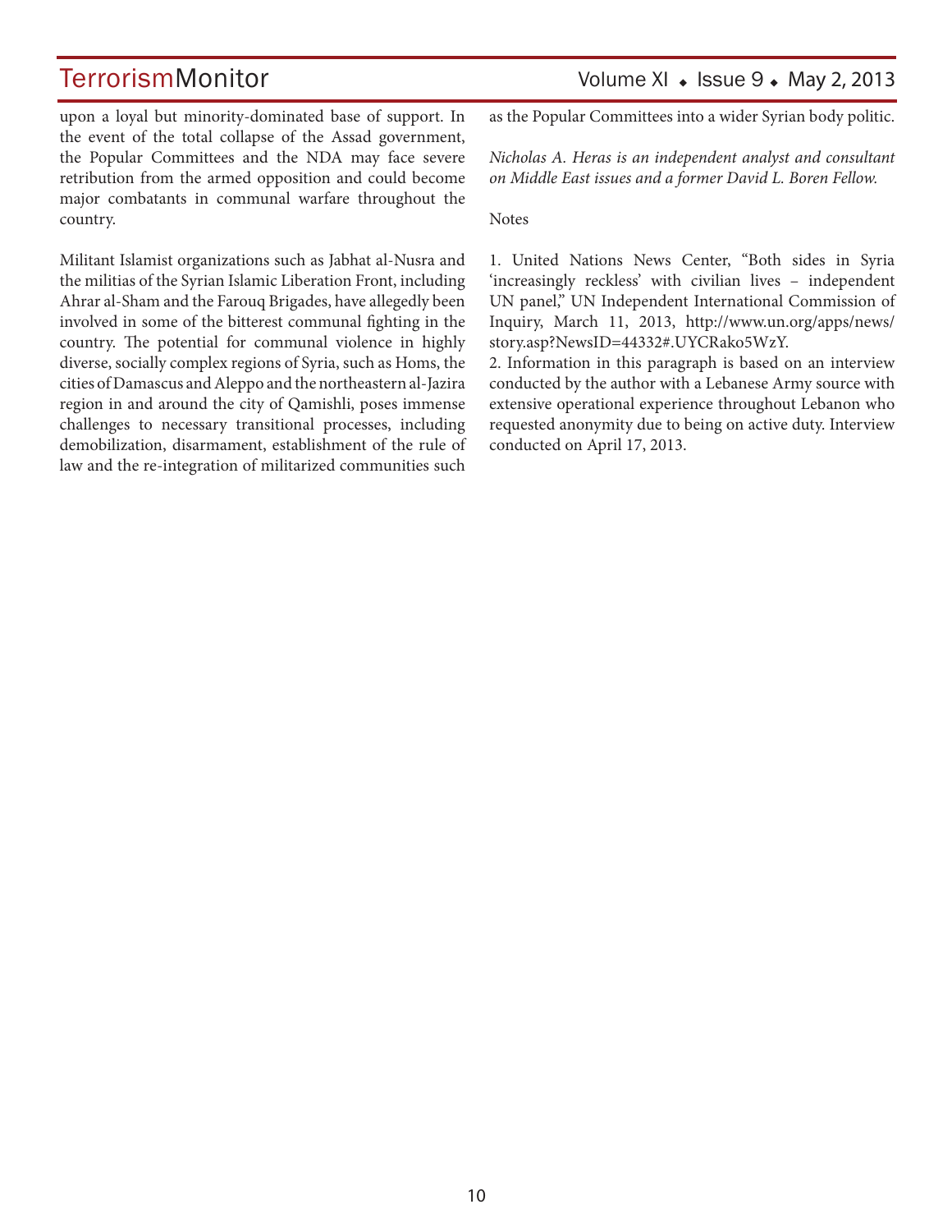upon a loyal but minority-dominated base of support. In the event of the total collapse of the Assad government, the Popular Committees and the NDA may face severe retribution from the armed opposition and could become major combatants in communal warfare throughout the country.

Militant Islamist organizations such as Jabhat al-Nusra and the militias of the Syrian Islamic Liberation Front, including Ahrar al-Sham and the Farouq Brigades, have allegedly been involved in some of the bitterest communal fighting in the country. The potential for communal violence in highly diverse, socially complex regions of Syria, such as Homs, the cities of Damascus and Aleppo and the northeastern al-Jazira region in and around the city of Qamishli, poses immense challenges to necessary transitional processes, including demobilization, disarmament, establishment of the rule of law and the re-integration of militarized communities such as the Popular Committees into a wider Syrian body politic.

*Nicholas A. Heras is an independent analyst and consultant on Middle East issues and a former David L. Boren Fellow.*

Notes

1. United Nations News Center, "Both sides in Syria 'increasingly reckless' with civilian lives – independent UN panel," UN Independent International Commission of Inquiry, March 11, 2013, http://www.un.org/apps/news/story.asp?NewsID=44332#.UYCRako5WzY.
2. Information in this paragraph is based on an interview conducted by the author with a Lebanese Army source with extensive operational experience throughout Lebanon who requested anonymity due to being on active duty. Interview conducted on April 17, 2013.